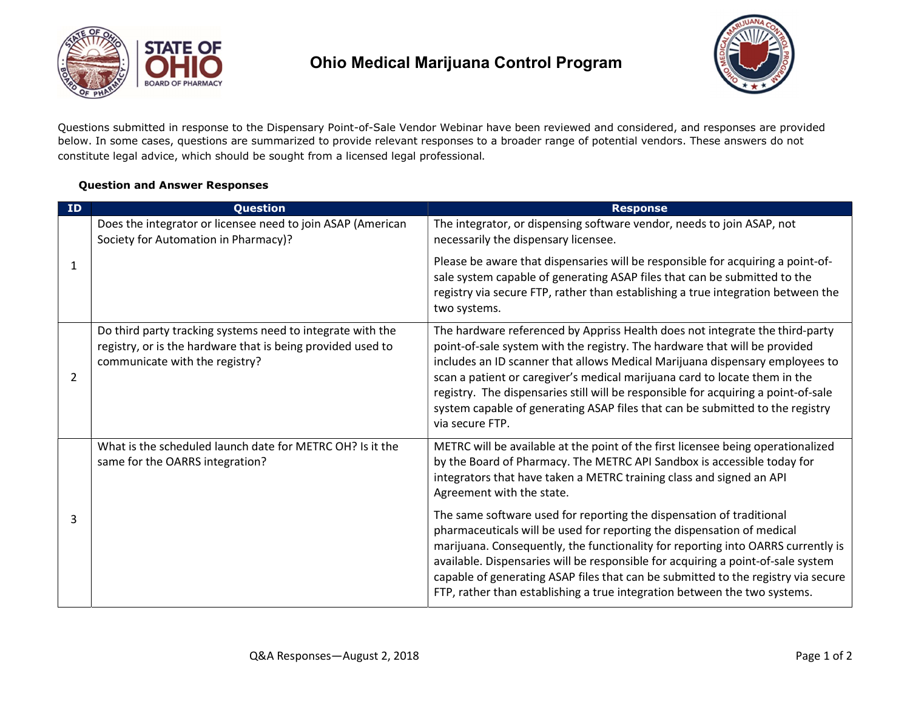# Ohio Medical Marijuana Control Program

Questions submitted in response to the Dispensary Point-of-Sale Vendor Webinar have been reviewed and considered, and responses are provided below. In some cases, questions are summarized to provide relevant responses to a broader range of potential vendors. These answers do not constitute legal advice, which should be sought from a licensed legal professional.

**Question and Answer Responses**

| ID | Question | Response |
|---|---|---|
| 1 | Does the integrator or licensee need to join ASAP (American Society for Automation in Pharmacy)? | The integrator, or dispensing software vendor, needs to join ASAP, not necessarily the dispensary licensee.<br><br>Please be aware that dispensaries will be responsible for acquiring a point-of-sale system capable of generating ASAP files that can be submitted to the registry via secure FTP, rather than establishing a true integration between the two systems. |
| 2 | Do third party tracking systems need to integrate with the registry, or is the hardware that is being provided used to communicate with the registry? | The hardware referenced by Appriss Health does not integrate the third-party point-of-sale system with the registry. The hardware that will be provided includes an ID scanner that allows Medical Marijuana dispensary employees to scan a patient or caregiver's medical marijuana card to locate them in the registry. The dispensaries still will be responsible for acquiring a point-of-sale system capable of generating ASAP files that can be submitted to the registry via secure FTP. |
| 3 | What is the scheduled launch date for METRC OH? Is it the same for the OARRS integration? | METRC will be available at the point of the first licensee being operationalized by the Board of Pharmacy. The METRC API Sandbox is accessible today for integrators that have taken a METRC training class and signed an API Agreement with the state.<br><br>The same software used for reporting the dispensation of traditional pharmaceuticals will be used for reporting the dispensation of medical marijuana. Consequently, the functionality for reporting into OARRS currently is available. Dispensaries will be responsible for acquiring a point-of-sale system capable of generating ASAP files that can be submitted to the registry via secure FTP, rather than establishing a true integration between the two systems. |

Q&A Responses—August 2, 2018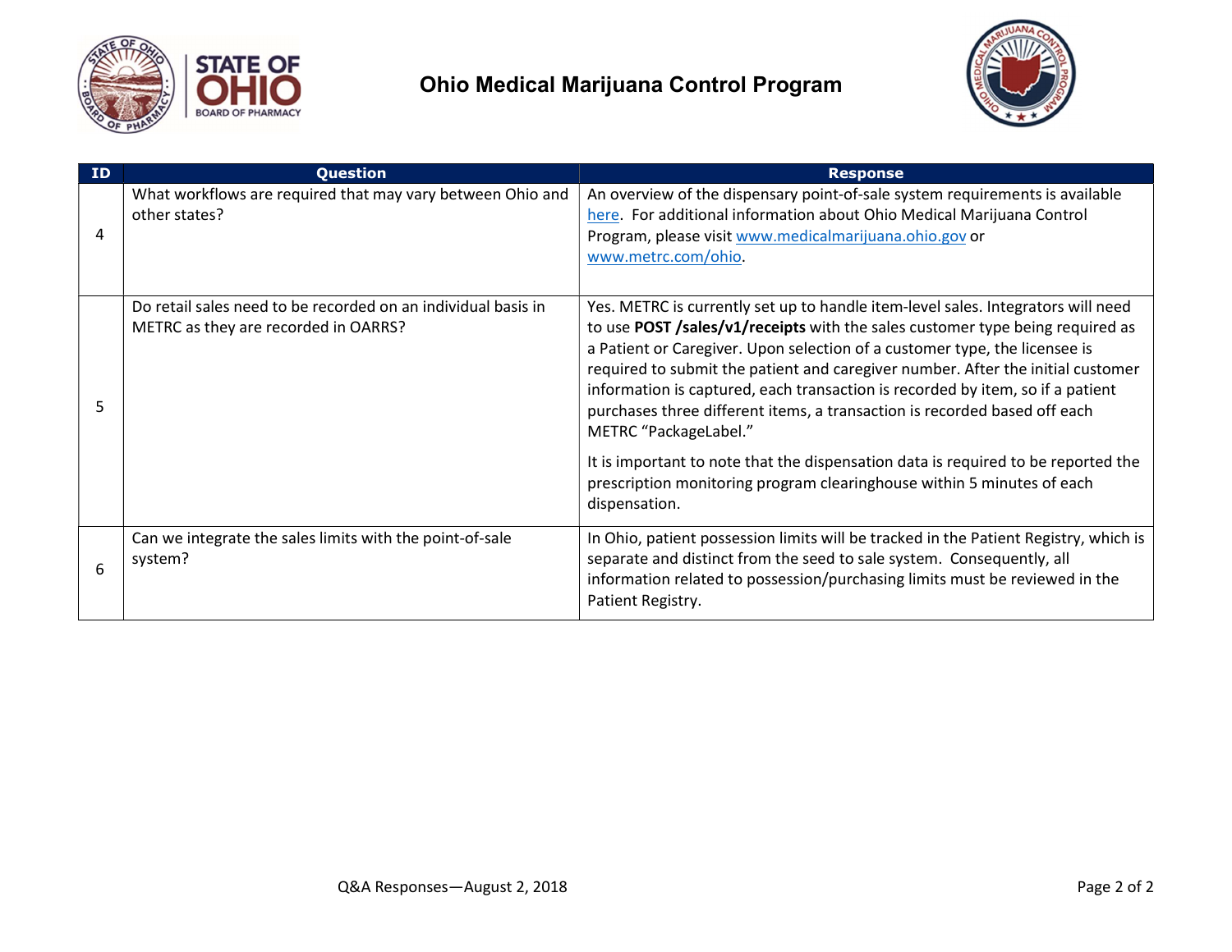# Ohio Medical Marijuana Control Program

| ID | Question | Response |
|---|---|---|
| 4 | What workflows are required that may vary between Ohio and other states? | An overview of the dispensary point-of-sale system requirements is available here. For additional information about Ohio Medical Marijuana Control Program, please visit www.medicalmarijuana.ohio.gov or www.metrc.com/ohio. |
| 5 | Do retail sales need to be recorded on an individual basis in METRC as they are recorded in OARRS? | Yes. METRC is currently set up to handle item-level sales. Integrators will need to use **POST /sales/v1/receipts** with the sales customer type being required as a Patient or Caregiver. Upon selection of a customer type, the licensee is required to submit the patient and caregiver number. After the initial customer information is captured, each transaction is recorded by item, so if a patient purchases three different items, a transaction is recorded based off each METRC "PackageLabel."<br><br>It is important to note that the dispensation data is required to be reported the prescription monitoring program clearinghouse within 5 minutes of each dispensation. |
| 6 | Can we integrate the sales limits with the point-of-sale system? | In Ohio, patient possession limits will be tracked in the Patient Registry, which is separate and distinct from the seed to sale system. Consequently, all information related to possession/purchasing limits must be reviewed in the Patient Registry. |

Q&A Responses—August 2, 2018